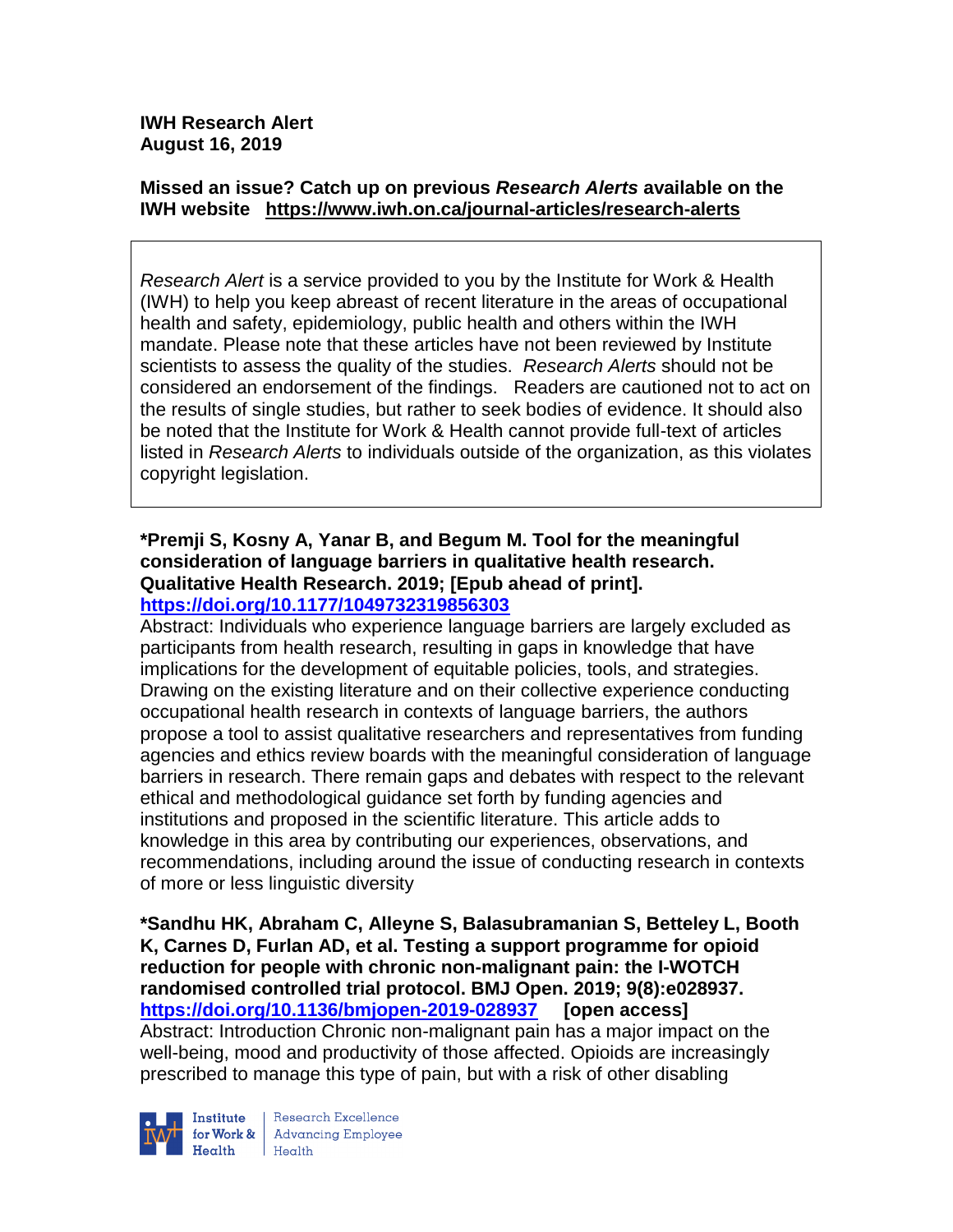**IWH Research Alert**
**August 16, 2019**

**Missed an issue? Catch up on previous *Research Alerts* available on the IWH website https://www.iwh.on.ca/journal-articles/research-alerts**

*Research Alert* is a service provided to you by the Institute for Work & Health (IWH) to help you keep abreast of recent literature in the areas of occupational health and safety, epidemiology, public health and others within the IWH mandate. Please note that these articles have not been reviewed by Institute scientists to assess the quality of the studies. *Research Alerts* should not be considered an endorsement of the findings. Readers are cautioned not to act on the results of single studies, but rather to seek bodies of evidence. It should also be noted that the Institute for Work & Health cannot provide full-text of articles listed in *Research Alerts* to individuals outside of the organization, as this violates copyright legislation.

**\*Premji S, Kosny A, Yanar B, and Begum M. Tool for the meaningful consideration of language barriers in qualitative health research. Qualitative Health Research. 2019; [Epub ahead of print].**
**https://doi.org/10.1177/1049732319856303**

Abstract: Individuals who experience language barriers are largely excluded as participants from health research, resulting in gaps in knowledge that have implications for the development of equitable policies, tools, and strategies. Drawing on the existing literature and on their collective experience conducting occupational health research in contexts of language barriers, the authors propose a tool to assist qualitative researchers and representatives from funding agencies and ethics review boards with the meaningful consideration of language barriers in research. There remain gaps and debates with respect to the relevant ethical and methodological guidance set forth by funding agencies and institutions and proposed in the scientific literature. This article adds to knowledge in this area by contributing our experiences, observations, and recommendations, including around the issue of conducting research in contexts of more or less linguistic diversity

**\*Sandhu HK, Abraham C, Alleyne S, Balasubramanian S, Betteley L, Booth K, Carnes D, Furlan AD, et al. Testing a support programme for opioid reduction for people with chronic non-malignant pain: the I-WOTCH randomised controlled trial protocol. BMJ Open. 2019; 9(8):e028937.**
**https://doi.org/10.1136/bmjopen-2019-028937 [open access]**

Abstract: Introduction Chronic non-malignant pain has a major impact on the well-being, mood and productivity of those affected. Opioids are increasingly prescribed to manage this type of pain, but with a risk of other disabling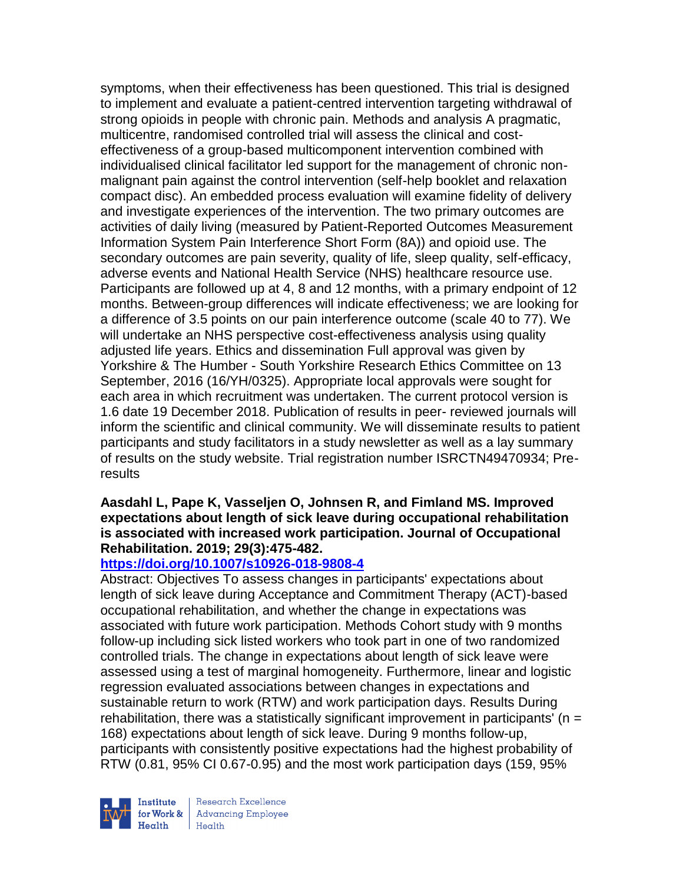symptoms, when their effectiveness has been questioned. This trial is designed to implement and evaluate a patient-centred intervention targeting withdrawal of strong opioids in people with chronic pain. Methods and analysis A pragmatic, multicentre, randomised controlled trial will assess the clinical and cost-effectiveness of a group-based multicomponent intervention combined with individualised clinical facilitator led support for the management of chronic non-malignant pain against the control intervention (self-help booklet and relaxation compact disc). An embedded process evaluation will examine fidelity of delivery and investigate experiences of the intervention. The two primary outcomes are activities of daily living (measured by Patient-Reported Outcomes Measurement Information System Pain Interference Short Form (8A)) and opioid use. The secondary outcomes are pain severity, quality of life, sleep quality, self-efficacy, adverse events and National Health Service (NHS) healthcare resource use. Participants are followed up at 4, 8 and 12 months, with a primary endpoint of 12 months. Between-group differences will indicate effectiveness; we are looking for a difference of 3.5 points on our pain interference outcome (scale 40 to 77). We will undertake an NHS perspective cost-effectiveness analysis using quality adjusted life years. Ethics and dissemination Full approval was given by Yorkshire & The Humber - South Yorkshire Research Ethics Committee on 13 September, 2016 (16/YH/0325). Appropriate local approvals were sought for each area in which recruitment was undertaken. The current protocol version is 1.6 date 19 December 2018. Publication of results in peer- reviewed journals will inform the scientific and clinical community. We will disseminate results to patient participants and study facilitators in a study newsletter as well as a lay summary of results on the study website. Trial registration number ISRCTN49470934; Pre-results

**Aasdahl L, Pape K, Vasseljen O, Johnsen R, and Fimland MS. Improved expectations about length of sick leave during occupational rehabilitation is associated with increased work participation. Journal of Occupational Rehabilitation. 2019; 29(3):475-482.**

**https://doi.org/10.1007/s10926-018-9808-4**

Abstract: Objectives To assess changes in participants' expectations about length of sick leave during Acceptance and Commitment Therapy (ACT)-based occupational rehabilitation, and whether the change in expectations was associated with future work participation. Methods Cohort study with 9 months follow-up including sick listed workers who took part in one of two randomized controlled trials. The change in expectations about length of sick leave were assessed using a test of marginal homogeneity. Furthermore, linear and logistic regression evaluated associations between changes in expectations and sustainable return to work (RTW) and work participation days. Results During rehabilitation, there was a statistically significant improvement in participants' (n = 168) expectations about length of sick leave. During 9 months follow-up, participants with consistently positive expectations had the highest probability of RTW (0.81, 95% CI 0.67-0.95) and the most work participation days (159, 95%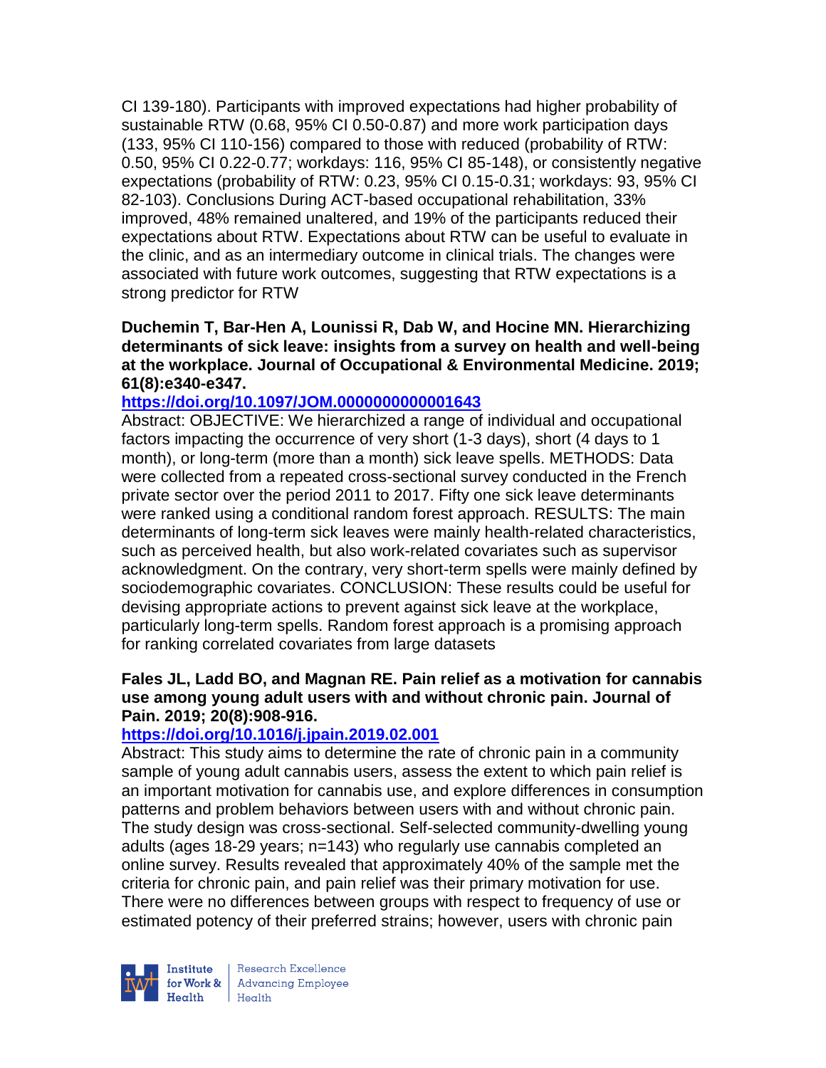CI 139-180). Participants with improved expectations had higher probability of sustainable RTW (0.68, 95% CI 0.50-0.87) and more work participation days (133, 95% CI 110-156) compared to those with reduced (probability of RTW: 0.50, 95% CI 0.22-0.77; workdays: 116, 95% CI 85-148), or consistently negative expectations (probability of RTW: 0.23, 95% CI 0.15-0.31; workdays: 93, 95% CI 82-103). Conclusions During ACT-based occupational rehabilitation, 33% improved, 48% remained unaltered, and 19% of the participants reduced their expectations about RTW. Expectations about RTW can be useful to evaluate in the clinic, and as an intermediary outcome in clinical trials. The changes were associated with future work outcomes, suggesting that RTW expectations is a strong predictor for RTW

**Duchemin T, Bar-Hen A, Lounissi R, Dab W, and Hocine MN. Hierarchizing determinants of sick leave: insights from a survey on health and well-being at the workplace. Journal of Occupational & Environmental Medicine. 2019; 61(8):e340-e347.**

**https://doi.org/10.1097/JOM.0000000000001643**

Abstract: OBJECTIVE: We hierarchized a range of individual and occupational factors impacting the occurrence of very short (1-3 days), short (4 days to 1 month), or long-term (more than a month) sick leave spells. METHODS: Data were collected from a repeated cross-sectional survey conducted in the French private sector over the period 2011 to 2017. Fifty one sick leave determinants were ranked using a conditional random forest approach. RESULTS: The main determinants of long-term sick leaves were mainly health-related characteristics, such as perceived health, but also work-related covariates such as supervisor acknowledgment. On the contrary, very short-term spells were mainly defined by sociodemographic covariates. CONCLUSION: These results could be useful for devising appropriate actions to prevent against sick leave at the workplace, particularly long-term spells. Random forest approach is a promising approach for ranking correlated covariates from large datasets

**Fales JL, Ladd BO, and Magnan RE. Pain relief as a motivation for cannabis use among young adult users with and without chronic pain. Journal of Pain. 2019; 20(8):908-916.**

**https://doi.org/10.1016/j.jpain.2019.02.001**

Abstract: This study aims to determine the rate of chronic pain in a community sample of young adult cannabis users, assess the extent to which pain relief is an important motivation for cannabis use, and explore differences in consumption patterns and problem behaviors between users with and without chronic pain. The study design was cross-sectional. Self-selected community-dwelling young adults (ages 18-29 years; n=143) who regularly use cannabis completed an online survey. Results revealed that approximately 40% of the sample met the criteria for chronic pain, and pain relief was their primary motivation for use. There were no differences between groups with respect to frequency of use or estimated potency of their preferred strains; however, users with chronic pain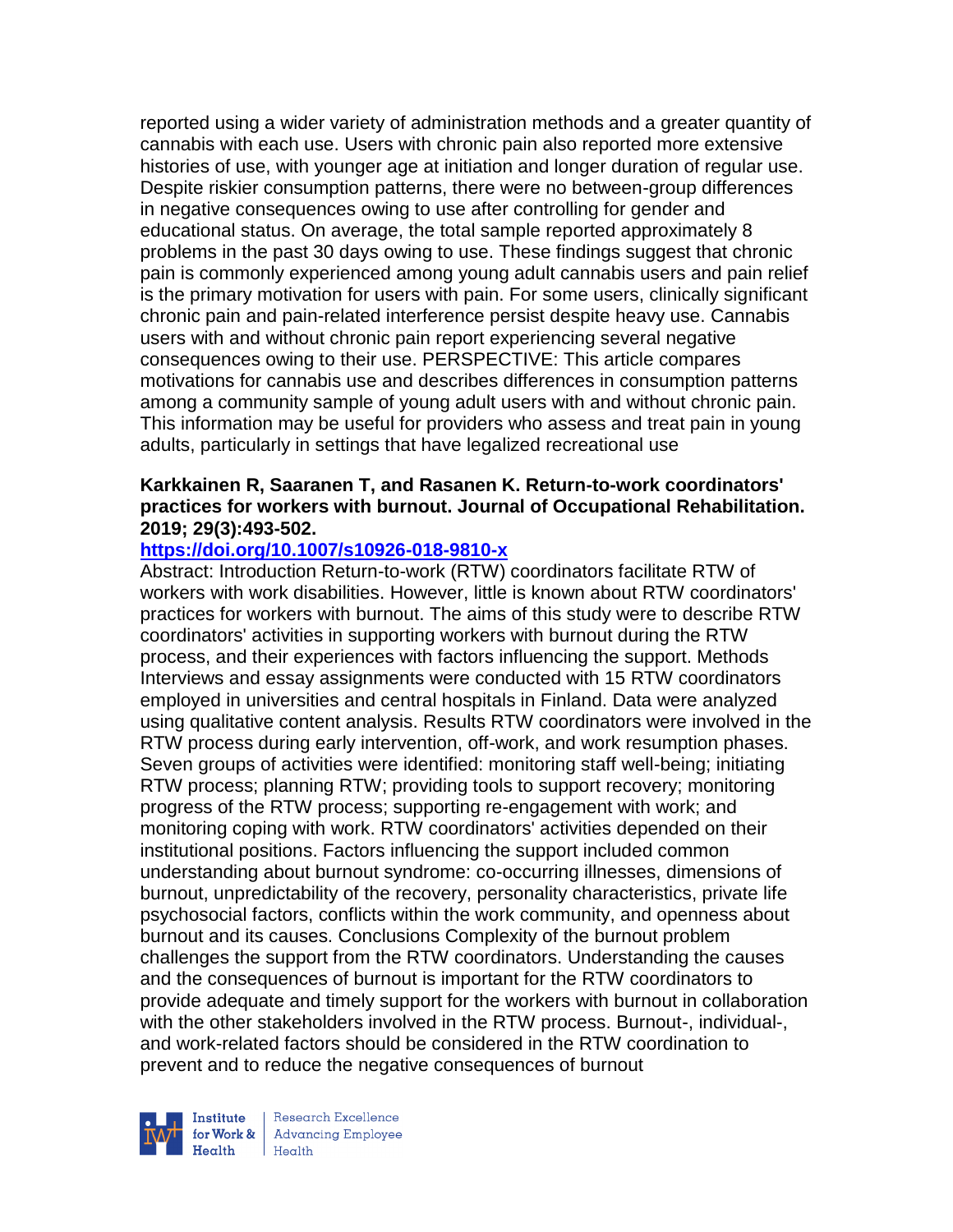reported using a wider variety of administration methods and a greater quantity of cannabis with each use. Users with chronic pain also reported more extensive histories of use, with younger age at initiation and longer duration of regular use. Despite riskier consumption patterns, there were no between-group differences in negative consequences owing to use after controlling for gender and educational status. On average, the total sample reported approximately 8 problems in the past 30 days owing to use. These findings suggest that chronic pain is commonly experienced among young adult cannabis users and pain relief is the primary motivation for users with pain. For some users, clinically significant chronic pain and pain-related interference persist despite heavy use. Cannabis users with and without chronic pain report experiencing several negative consequences owing to their use. PERSPECTIVE: This article compares motivations for cannabis use and describes differences in consumption patterns among a community sample of young adult users with and without chronic pain. This information may be useful for providers who assess and treat pain in young adults, particularly in settings that have legalized recreational use

**Karkkainen R, Saaranen T, and Rasanen K. Return-to-work coordinators' practices for workers with burnout. Journal of Occupational Rehabilitation. 2019; 29(3):493-502.**

**https://doi.org/10.1007/s10926-018-9810-x**

Abstract: Introduction Return-to-work (RTW) coordinators facilitate RTW of workers with work disabilities. However, little is known about RTW coordinators' practices for workers with burnout. The aims of this study were to describe RTW coordinators' activities in supporting workers with burnout during the RTW process, and their experiences with factors influencing the support. Methods Interviews and essay assignments were conducted with 15 RTW coordinators employed in universities and central hospitals in Finland. Data were analyzed using qualitative content analysis. Results RTW coordinators were involved in the RTW process during early intervention, off-work, and work resumption phases. Seven groups of activities were identified: monitoring staff well-being; initiating RTW process; planning RTW; providing tools to support recovery; monitoring progress of the RTW process; supporting re-engagement with work; and monitoring coping with work. RTW coordinators' activities depended on their institutional positions. Factors influencing the support included common understanding about burnout syndrome: co-occurring illnesses, dimensions of burnout, unpredictability of the recovery, personality characteristics, private life psychosocial factors, conflicts within the work community, and openness about burnout and its causes. Conclusions Complexity of the burnout problem challenges the support from the RTW coordinators. Understanding the causes and the consequences of burnout is important for the RTW coordinators to provide adequate and timely support for the workers with burnout in collaboration with the other stakeholders involved in the RTW process. Burnout-, individual-, and work-related factors should be considered in the RTW coordination to prevent and to reduce the negative consequences of burnout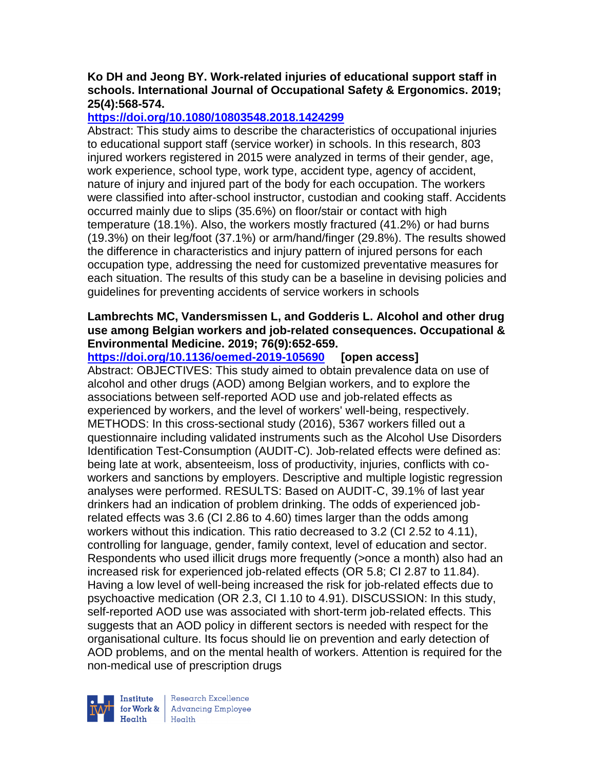**Ko DH and Jeong BY. Work-related injuries of educational support staff in schools. International Journal of Occupational Safety & Ergonomics. 2019; 25(4):568-574.**

**https://doi.org/10.1080/10803548.2018.1424299**

Abstract: This study aims to describe the characteristics of occupational injuries to educational support staff (service worker) in schools. In this research, 803 injured workers registered in 2015 were analyzed in terms of their gender, age, work experience, school type, work type, accident type, agency of accident, nature of injury and injured part of the body for each occupation. The workers were classified into after-school instructor, custodian and cooking staff. Accidents occurred mainly due to slips (35.6%) on floor/stair or contact with high temperature (18.1%). Also, the workers mostly fractured (41.2%) or had burns (19.3%) on their leg/foot (37.1%) or arm/hand/finger (29.8%). The results showed the difference in characteristics and injury pattern of injured persons for each occupation type, addressing the need for customized preventative measures for each situation. The results of this study can be a baseline in devising policies and guidelines for preventing accidents of service workers in schools

**Lambrechts MC, Vandersmissen L, and Godderis L. Alcohol and other drug use among Belgian workers and job-related consequences. Occupational & Environmental Medicine. 2019; 76(9):652-659.**

**https://doi.org/10.1136/oemed-2019-105690 [open access]**

Abstract: OBJECTIVES: This study aimed to obtain prevalence data on use of alcohol and other drugs (AOD) among Belgian workers, and to explore the associations between self-reported AOD use and job-related effects as experienced by workers, and the level of workers' well-being, respectively. METHODS: In this cross-sectional study (2016), 5367 workers filled out a questionnaire including validated instruments such as the Alcohol Use Disorders Identification Test-Consumption (AUDIT-C). Job-related effects were defined as: being late at work, absenteeism, loss of productivity, injuries, conflicts with co-workers and sanctions by employers. Descriptive and multiple logistic regression analyses were performed. RESULTS: Based on AUDIT-C, 39.1% of last year drinkers had an indication of problem drinking. The odds of experienced job-related effects was 3.6 (CI 2.86 to 4.60) times larger than the odds among workers without this indication. This ratio decreased to 3.2 (CI 2.52 to 4.11), controlling for language, gender, family context, level of education and sector. Respondents who used illicit drugs more frequently (>once a month) also had an increased risk for experienced job-related effects (OR 5.8; CI 2.87 to 11.84). Having a low level of well-being increased the risk for job-related effects due to psychoactive medication (OR 2.3, CI 1.10 to 4.91). DISCUSSION: In this study, self-reported AOD use was associated with short-term job-related effects. This suggests that an AOD policy in different sectors is needed with respect for the organisational culture. Its focus should lie on prevention and early detection of AOD problems, and on the mental health of workers. Attention is required for the non-medical use of prescription drugs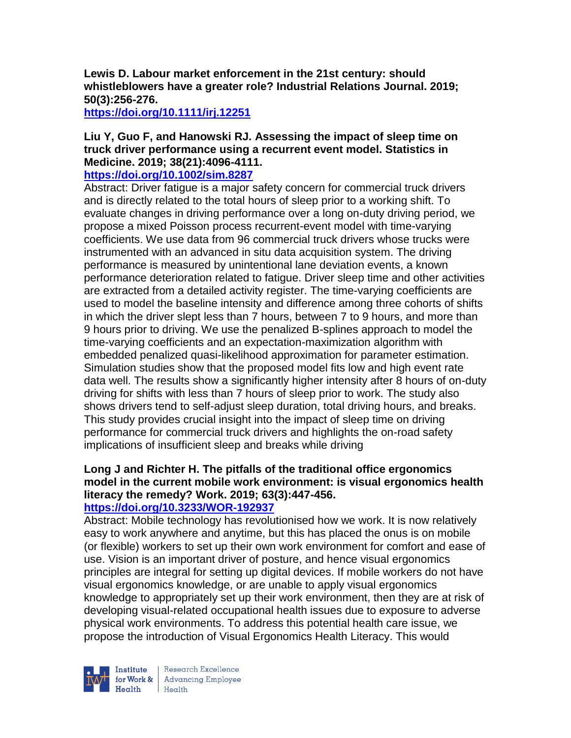**Lewis D. Labour market enforcement in the 21st century: should whistleblowers have a greater role? Industrial Relations Journal. 2019; 50(3):256-276.**
https://doi.org/10.1111/irj.12251

**Liu Y, Guo F, and Hanowski RJ. Assessing the impact of sleep time on truck driver performance using a recurrent event model. Statistics in Medicine. 2019; 38(21):4096-4111.**
https://doi.org/10.1002/sim.8287

Abstract: Driver fatigue is a major safety concern for commercial truck drivers and is directly related to the total hours of sleep prior to a working shift. To evaluate changes in driving performance over a long on-duty driving period, we propose a mixed Poisson process recurrent-event model with time-varying coefficients. We use data from 96 commercial truck drivers whose trucks were instrumented with an advanced in situ data acquisition system. The driving performance is measured by unintentional lane deviation events, a known performance deterioration related to fatigue. Driver sleep time and other activities are extracted from a detailed activity register. The time-varying coefficients are used to model the baseline intensity and difference among three cohorts of shifts in which the driver slept less than 7 hours, between 7 to 9 hours, and more than 9 hours prior to driving. We use the penalized B-splines approach to model the time-varying coefficients and an expectation-maximization algorithm with embedded penalized quasi-likelihood approximation for parameter estimation. Simulation studies show that the proposed model fits low and high event rate data well. The results show a significantly higher intensity after 8 hours of on-duty driving for shifts with less than 7 hours of sleep prior to work. The study also shows drivers tend to self-adjust sleep duration, total driving hours, and breaks. This study provides crucial insight into the impact of sleep time on driving performance for commercial truck drivers and highlights the on-road safety implications of insufficient sleep and breaks while driving

**Long J and Richter H. The pitfalls of the traditional office ergonomics model in the current mobile work environment: is visual ergonomics health literacy the remedy? Work. 2019; 63(3):447-456.**
https://doi.org/10.3233/WOR-192937

Abstract: Mobile technology has revolutionised how we work. It is now relatively easy to work anywhere and anytime, but this has placed the onus is on mobile (or flexible) workers to set up their own work environment for comfort and ease of use. Vision is an important driver of posture, and hence visual ergonomics principles are integral for setting up digital devices. If mobile workers do not have visual ergonomics knowledge, or are unable to apply visual ergonomics knowledge to appropriately set up their work environment, then they are at risk of developing visual-related occupational health issues due to exposure to adverse physical work environments. To address this potential health care issue, we propose the introduction of Visual Ergonomics Health Literacy. This would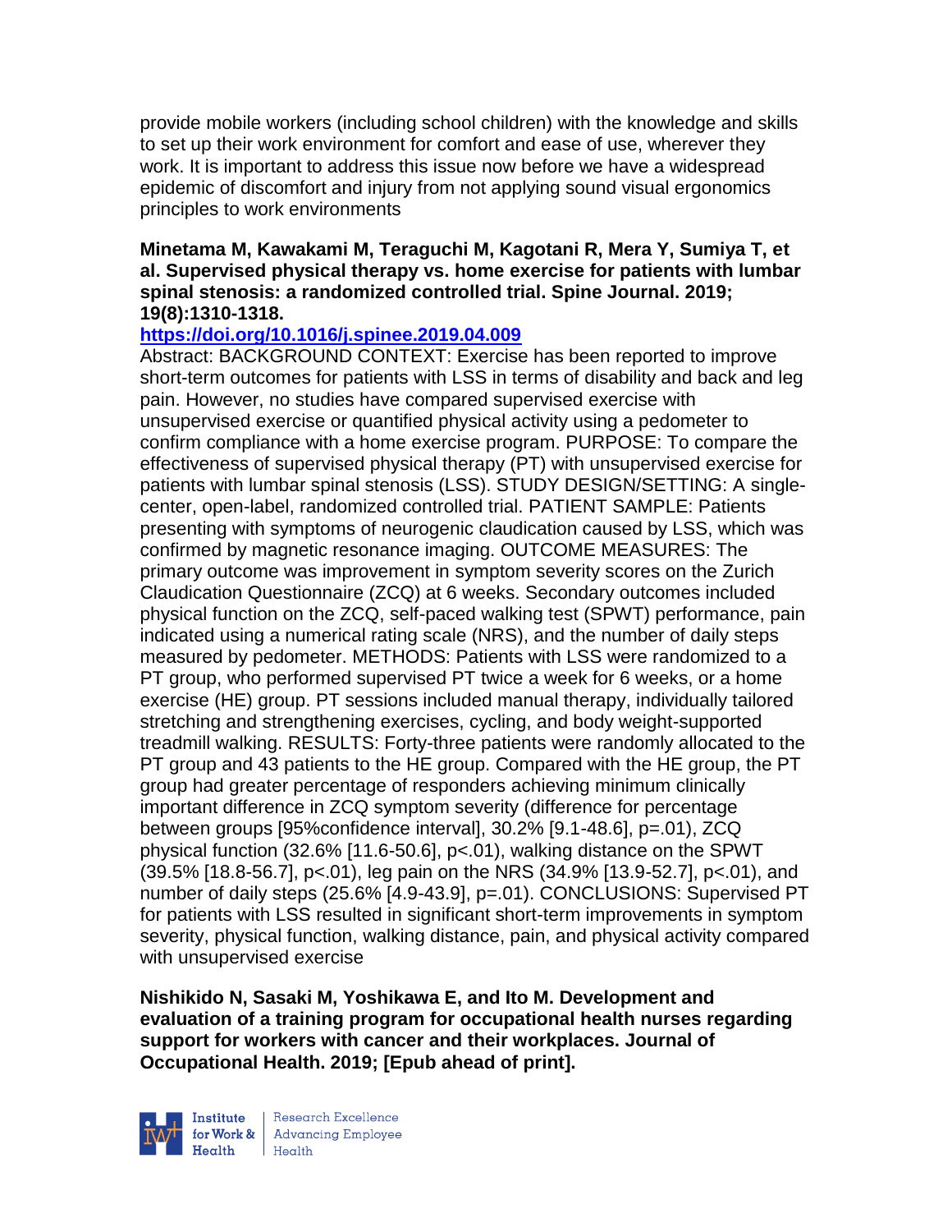provide mobile workers (including school children) with the knowledge and skills to set up their work environment for comfort and ease of use, wherever they work. It is important to address this issue now before we have a widespread epidemic of discomfort and injury from not applying sound visual ergonomics principles to work environments

**Minetama M, Kawakami M, Teraguchi M, Kagotani R, Mera Y, Sumiya T, et al. Supervised physical therapy vs. home exercise for patients with lumbar spinal stenosis: a randomized controlled trial. Spine Journal. 2019; 19(8):1310-1318.**

**https://doi.org/10.1016/j.spinee.2019.04.009**

Abstract: BACKGROUND CONTEXT: Exercise has been reported to improve short-term outcomes for patients with LSS in terms of disability and back and leg pain. However, no studies have compared supervised exercise with unsupervised exercise or quantified physical activity using a pedometer to confirm compliance with a home exercise program. PURPOSE: To compare the effectiveness of supervised physical therapy (PT) with unsupervised exercise for patients with lumbar spinal stenosis (LSS). STUDY DESIGN/SETTING: A single-center, open-label, randomized controlled trial. PATIENT SAMPLE: Patients presenting with symptoms of neurogenic claudication caused by LSS, which was confirmed by magnetic resonance imaging. OUTCOME MEASURES: The primary outcome was improvement in symptom severity scores on the Zurich Claudication Questionnaire (ZCQ) at 6 weeks. Secondary outcomes included physical function on the ZCQ, self-paced walking test (SPWT) performance, pain indicated using a numerical rating scale (NRS), and the number of daily steps measured by pedometer. METHODS: Patients with LSS were randomized to a PT group, who performed supervised PT twice a week for 6 weeks, or a home exercise (HE) group. PT sessions included manual therapy, individually tailored stretching and strengthening exercises, cycling, and body weight-supported treadmill walking. RESULTS: Forty-three patients were randomly allocated to the PT group and 43 patients to the HE group. Compared with the HE group, the PT group had greater percentage of responders achieving minimum clinically important difference in ZCQ symptom severity (difference for percentage between groups [95%confidence interval], 30.2% [9.1-48.6], p=.01), ZCQ physical function (32.6% [11.6-50.6], p<.01), walking distance on the SPWT (39.5% [18.8-56.7], p<.01), leg pain on the NRS (34.9% [13.9-52.7], p<.01), and number of daily steps (25.6% [4.9-43.9], p=.01). CONCLUSIONS: Supervised PT for patients with LSS resulted in significant short-term improvements in symptom severity, physical function, walking distance, pain, and physical activity compared with unsupervised exercise

**Nishikido N, Sasaki M, Yoshikawa E, and Ito M. Development and evaluation of a training program for occupational health nurses regarding support for workers with cancer and their workplaces. Journal of Occupational Health. 2019; [Epub ahead of print].**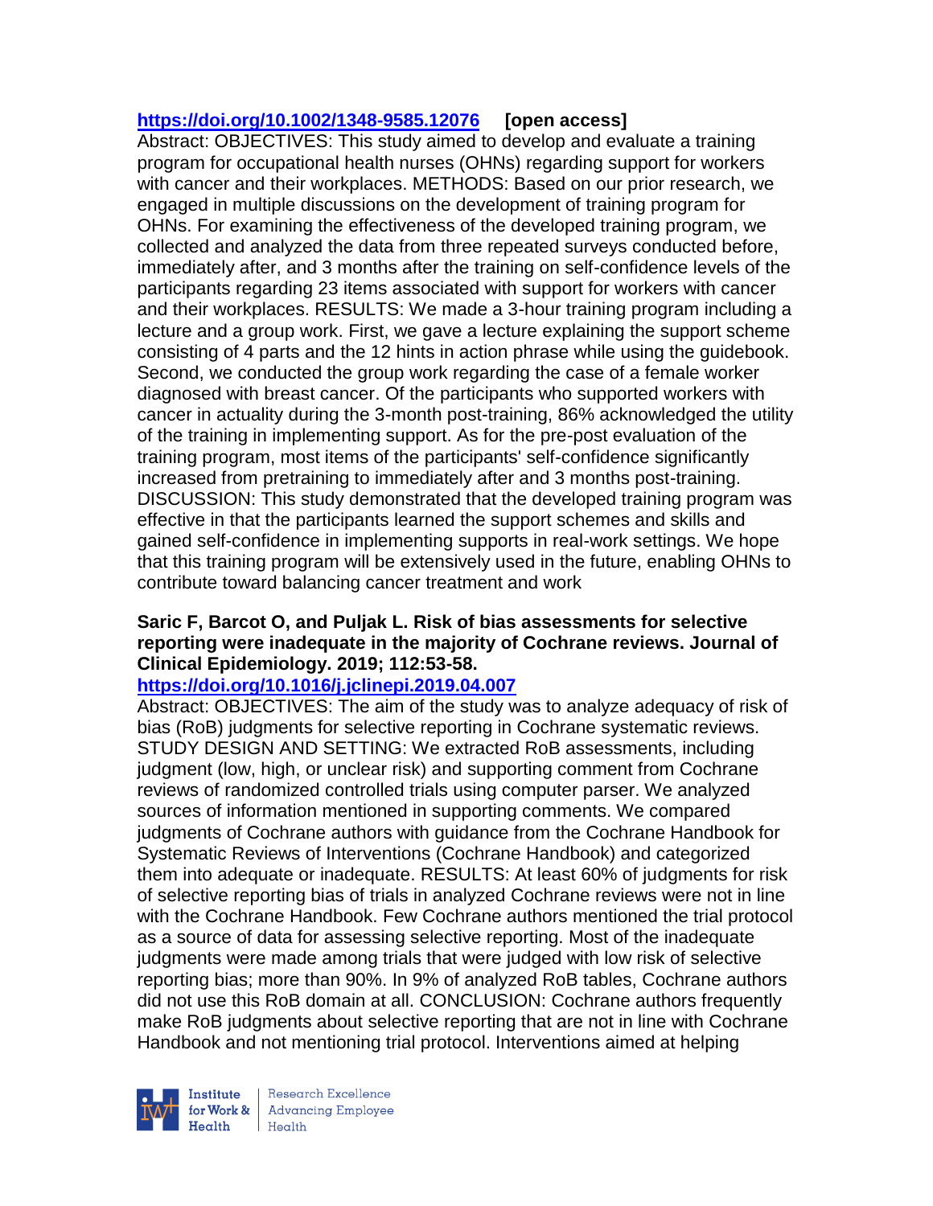**https://doi.org/10.1002/1348-9585.12076** **[open access]**

Abstract: OBJECTIVES: This study aimed to develop and evaluate a training program for occupational health nurses (OHNs) regarding support for workers with cancer and their workplaces. METHODS: Based on our prior research, we engaged in multiple discussions on the development of training program for OHNs. For examining the effectiveness of the developed training program, we collected and analyzed the data from three repeated surveys conducted before, immediately after, and 3 months after the training on self-confidence levels of the participants regarding 23 items associated with support for workers with cancer and their workplaces. RESULTS: We made a 3-hour training program including a lecture and a group work. First, we gave a lecture explaining the support scheme consisting of 4 parts and the 12 hints in action phrase while using the guidebook. Second, we conducted the group work regarding the case of a female worker diagnosed with breast cancer. Of the participants who supported workers with cancer in actuality during the 3-month post-training, 86% acknowledged the utility of the training in implementing support. As for the pre-post evaluation of the training program, most items of the participants' self-confidence significantly increased from pretraining to immediately after and 3 months post-training. DISCUSSION: This study demonstrated that the developed training program was effective in that the participants learned the support schemes and skills and gained self-confidence in implementing supports in real-work settings. We hope that this training program will be extensively used in the future, enabling OHNs to contribute toward balancing cancer treatment and work

**Saric F, Barcot O, and Puljak L. Risk of bias assessments for selective reporting were inadequate in the majority of Cochrane reviews. Journal of Clinical Epidemiology. 2019; 112:53-58.**

**https://doi.org/10.1016/j.jclinepi.2019.04.007**

Abstract: OBJECTIVES: The aim of the study was to analyze adequacy of risk of bias (RoB) judgments for selective reporting in Cochrane systematic reviews. STUDY DESIGN AND SETTING: We extracted RoB assessments, including judgment (low, high, or unclear risk) and supporting comment from Cochrane reviews of randomized controlled trials using computer parser. We analyzed sources of information mentioned in supporting comments. We compared judgments of Cochrane authors with guidance from the Cochrane Handbook for Systematic Reviews of Interventions (Cochrane Handbook) and categorized them into adequate or inadequate. RESULTS: At least 60% of judgments for risk of selective reporting bias of trials in analyzed Cochrane reviews were not in line with the Cochrane Handbook. Few Cochrane authors mentioned the trial protocol as a source of data for assessing selective reporting. Most of the inadequate judgments were made among trials that were judged with low risk of selective reporting bias; more than 90%. In 9% of analyzed RoB tables, Cochrane authors did not use this RoB domain at all. CONCLUSION: Cochrane authors frequently make RoB judgments about selective reporting that are not in line with Cochrane Handbook and not mentioning trial protocol. Interventions aimed at helping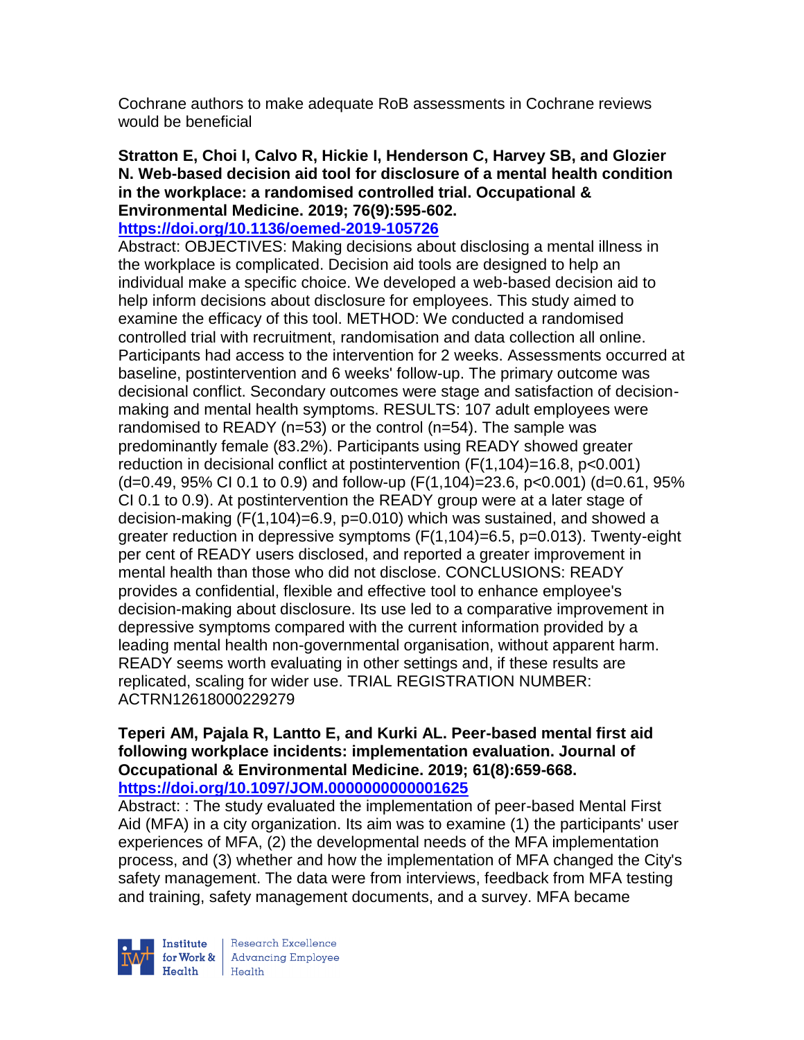Cochrane authors to make adequate RoB assessments in Cochrane reviews would be beneficial

**Stratton E, Choi I, Calvo R, Hickie I, Henderson C, Harvey SB, and Glozier N. Web-based decision aid tool for disclosure of a mental health condition in the workplace: a randomised controlled trial. Occupational & Environmental Medicine. 2019; 76(9):595-602.**
**https://doi.org/10.1136/oemed-2019-105726**

Abstract: OBJECTIVES: Making decisions about disclosing a mental illness in the workplace is complicated. Decision aid tools are designed to help an individual make a specific choice. We developed a web-based decision aid to help inform decisions about disclosure for employees. This study aimed to examine the efficacy of this tool. METHOD: We conducted a randomised controlled trial with recruitment, randomisation and data collection all online. Participants had access to the intervention for 2 weeks. Assessments occurred at baseline, postintervention and 6 weeks' follow-up. The primary outcome was decisional conflict. Secondary outcomes were stage and satisfaction of decision-making and mental health symptoms. RESULTS: 107 adult employees were randomised to READY (n=53) or the control (n=54). The sample was predominantly female (83.2%). Participants using READY showed greater reduction in decisional conflict at postintervention ($F(1,104)=16.8$, $p<0.001$) ($d=0.49$, 95% CI 0.1 to 0.9) and follow-up ($F(1,104)=23.6$, $p<0.001$) ($d=0.61$, 95% CI 0.1 to 0.9). At postintervention the READY group were at a later stage of decision-making ($F(1,104)=6.9$, $p=0.010$) which was sustained, and showed a greater reduction in depressive symptoms ($F(1,104)=6.5$, $p=0.013$). Twenty-eight per cent of READY users disclosed, and reported a greater improvement in mental health than those who did not disclose. CONCLUSIONS: READY provides a confidential, flexible and effective tool to enhance employee's decision-making about disclosure. Its use led to a comparative improvement in depressive symptoms compared with the current information provided by a leading mental health non-governmental organisation, without apparent harm. READY seems worth evaluating in other settings and, if these results are replicated, scaling for wider use. TRIAL REGISTRATION NUMBER: ACTRN12618000229279

**Teperi AM, Pajala R, Lantto E, and Kurki AL. Peer-based mental first aid following workplace incidents: implementation evaluation. Journal of Occupational & Environmental Medicine. 2019; 61(8):659-668.**
**https://doi.org/10.1097/JOM.0000000000001625**

Abstract: : The study evaluated the implementation of peer-based Mental First Aid (MFA) in a city organization. Its aim was to examine (1) the participants' user experiences of MFA, (2) the developmental needs of the MFA implementation process, and (3) whether and how the implementation of MFA changed the City's safety management. The data were from interviews, feedback from MFA testing and training, safety management documents, and a survey. MFA became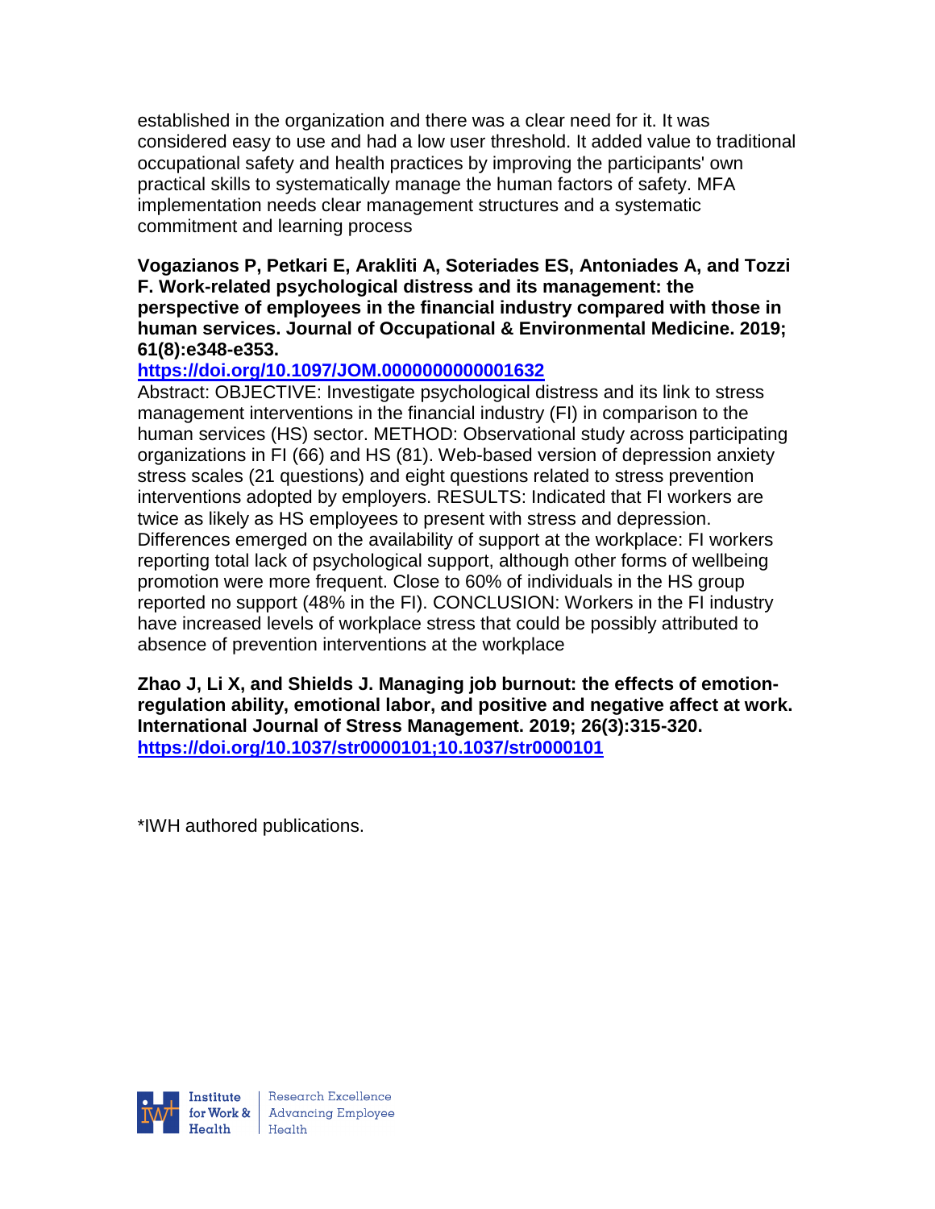established in the organization and there was a clear need for it. It was considered easy to use and had a low user threshold. It added value to traditional occupational safety and health practices by improving the participants' own practical skills to systematically manage the human factors of safety. MFA implementation needs clear management structures and a systematic commitment and learning process

**Vogazianos P, Petkari E, Arakliti A, Soteriades ES, Antoniades A, and Tozzi F. Work-related psychological distress and its management: the perspective of employees in the financial industry compared with those in human services. Journal of Occupational & Environmental Medicine. 2019; 61(8):e348-e353.**
https://doi.org/10.1097/JOM.0000000000001632
Abstract: OBJECTIVE: Investigate psychological distress and its link to stress management interventions in the financial industry (FI) in comparison to the human services (HS) sector. METHOD: Observational study across participating organizations in FI (66) and HS (81). Web-based version of depression anxiety stress scales (21 questions) and eight questions related to stress prevention interventions adopted by employers. RESULTS: Indicated that FI workers are twice as likely as HS employees to present with stress and depression. Differences emerged on the availability of support at the workplace: FI workers reporting total lack of psychological support, although other forms of wellbeing promotion were more frequent. Close to 60% of individuals in the HS group reported no support (48% in the FI). CONCLUSION: Workers in the FI industry have increased levels of workplace stress that could be possibly attributed to absence of prevention interventions at the workplace

**Zhao J, Li X, and Shields J. Managing job burnout: the effects of emotion-regulation ability, emotional labor, and positive and negative affect at work. International Journal of Stress Management. 2019; 26(3):315-320.**
https://doi.org/10.1037/str0000101;10.1037/str0000101

*IWH authored publications.